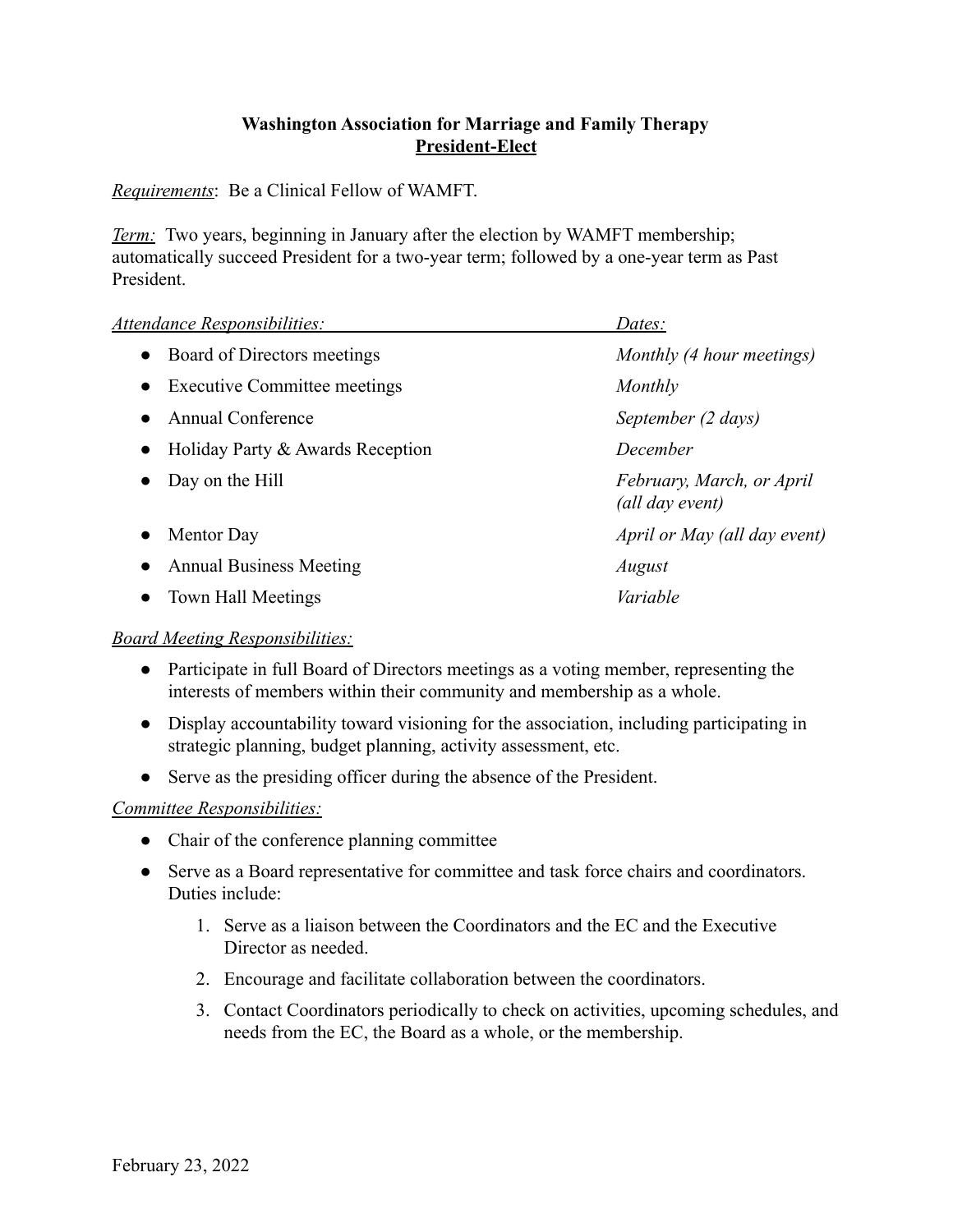**Washington Association for Marriage and Family Therapy**
**<u>President-Elect</u>**

*<u>Requirements</u>*: Be a Clinical Fellow of WAMFT.

*<u>Term:</u>* Two years, beginning in January after the election by WAMFT membership; automatically succeed President for a two-year term; followed by a one-year term as Past President.

| *Attendance Responsibilities:* | *Dates:* |
|---|---|
| • Board of Directors meetings | *Monthly (4 hour meetings)* |
| • Executive Committee meetings | *Monthly* |
| • Annual Conference | *September (2 days)* |
| • Holiday Party & Awards Reception | *December* |
| • Day on the Hill | *February, March, or April (all day event)* |
| • Mentor Day | *April or May (all day event)* |
| • Annual Business Meeting | *August* |
| • Town Hall Meetings | *Variable* |

*<u>Board Meeting Responsibilities:</u>*

- Participate in full Board of Directors meetings as a voting member, representing the interests of members within their community and membership as a whole.
- Display accountability toward visioning for the association, including participating in strategic planning, budget planning, activity assessment, etc.
- Serve as the presiding officer during the absence of the President.

*<u>Committee Responsibilities:</u>*

- Chair of the conference planning committee
- Serve as a Board representative for committee and task force chairs and coordinators. Duties include:
    1. Serve as a liaison between the Coordinators and the EC and the Executive Director as needed.
    2. Encourage and facilitate collaboration between the coordinators.
    3. Contact Coordinators periodically to check on activities, upcoming schedules, and needs from the EC, the Board as a whole, or the membership.

February 23, 2022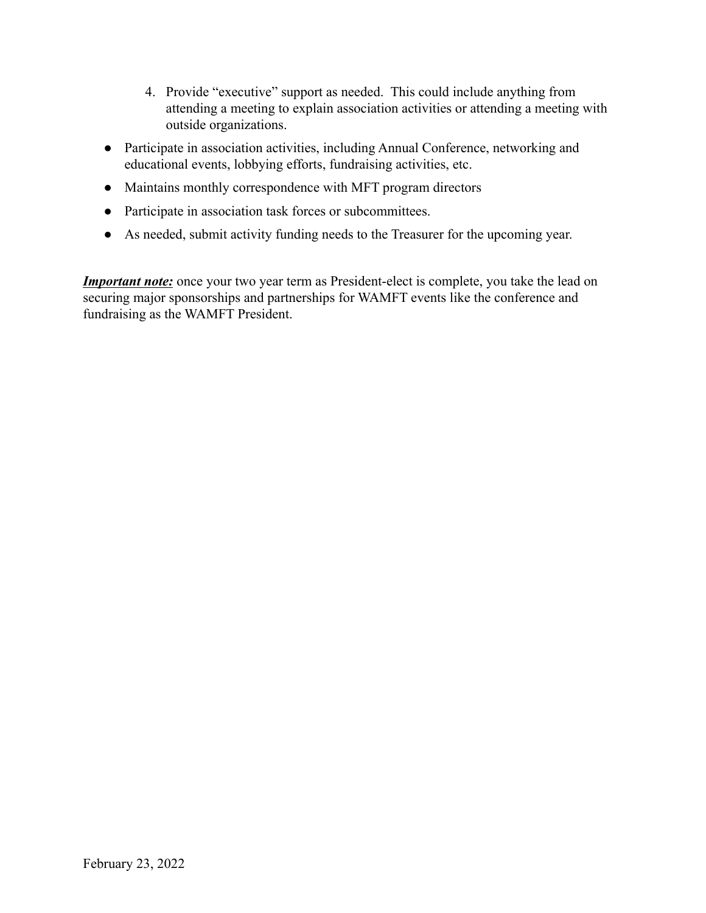4. Provide “executive” support as needed. This could include anything from attending a meeting to explain association activities or attending a meeting with outside organizations.

- Participate in association activities, including Annual Conference, networking and educational events, lobbying efforts, fundraising activities, etc.
- Maintains monthly correspondence with MFT program directors
- Participate in association task forces or subcommittees.
- As needed, submit activity funding needs to the Treasurer for the upcoming year.

***Important note:*** once your two year term as President-elect is complete, you take the lead on securing major sponsorships and partnerships for WAMFT events like the conference and fundraising as the WAMFT President.

February 23, 2022